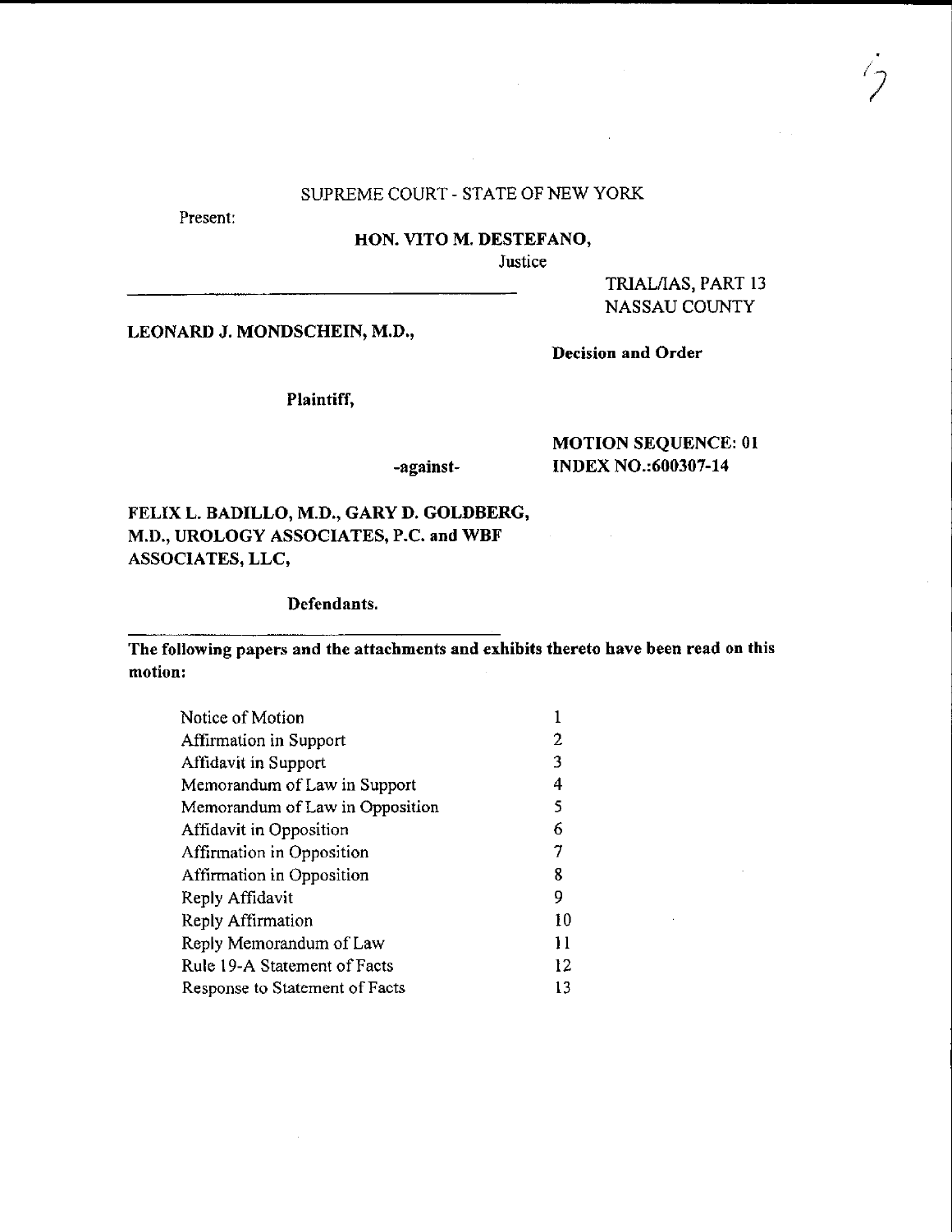SUPREME COURT - STATE OF NEW YORK

Present:

**HON. VITO M. DESTEFANO,**

Justice

TRIAL/IAS, PART 13
NASSAU COUNTY

**LEONARD J. MONDSCHEIN, M.D.,**

**Decision and Order**

**Plaintiff,**

**MOTION SEQUENCE: 01**

**-against-**

**INDEX NO.:600307-14**

**FELIX L. BADILLO, M.D., GARY D. GOLDBERG, M.D., UROLOGY ASSOCIATES, P.C. and WBF ASSOCIATES, LLC,**

**Defendants.**

**The following papers and the attachments and exhibits thereto have been read on this motion:**

| | |
|---|---|
| Notice of Motion | 1 |
| Affirmation in Support | 2 |
| Affidavit in Support | 3 |
| Memorandum of Law in Support | 4 |
| Memorandum of Law in Opposition | 5 |
| Affidavit in Opposition | 6 |
| Affirmation in Opposition | 7 |
| Affirmation in Opposition | 8 |
| Reply Affidavit | 9 |
| Reply Affirmation | 10 |
| Reply Memorandum of Law | 11 |
| Rule 19-A Statement of Facts | 12 |
| Response to Statement of Facts | 13 |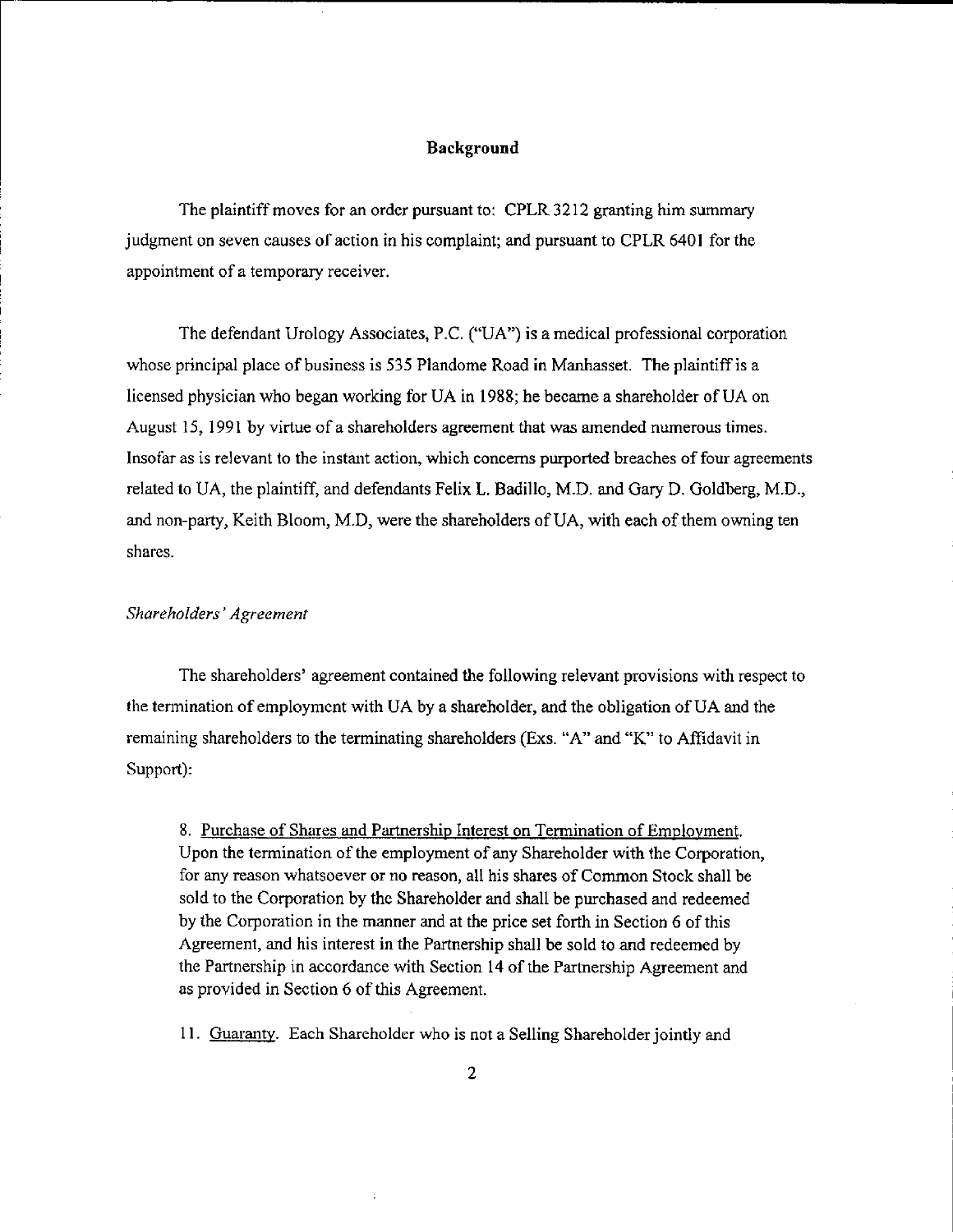## Background

The plaintiff moves for an order pursuant to: CPLR 3212 granting him summary judgment on seven causes of action in his complaint; and pursuant to CPLR 6401 for the appointment of a temporary receiver.

The defendant Urology Associates, P.C. ("UA") is a medical professional corporation whose principal place of business is 535 Plandome Road in Manhasset. The plaintiff is a licensed physician who began working for UA in 1988; he became a shareholder of UA on August 15, 1991 by virtue of a shareholders agreement that was amended numerous times. Insofar as is relevant to the instant action, which concerns purported breaches of four agreements related to UA, the plaintiff, and defendants Felix L. Badillo, M.D. and Gary D. Goldberg, M.D., and non-party, Keith Bloom, M.D, were the shareholders of UA, with each of them owning ten shares.

*Shareholders' Agreement*

The shareholders' agreement contained the following relevant provisions with respect to the termination of employment with UA by a shareholder, and the obligation of UA and the remaining shareholders to the terminating shareholders (Exs. "A" and "K" to Affidavit in Support):

> 8. Purchase of Shares and Partnership Interest on Termination of Employment. Upon the termination of the employment of any Shareholder with the Corporation, for any reason whatsoever or no reason, all his shares of Common Stock shall be sold to the Corporation by the Shareholder and shall be purchased and redeemed by the Corporation in the manner and at the price set forth in Section 6 of this Agreement, and his interest in the Partnership shall be sold to and redeemed by the Partnership in accordance with Section 14 of the Partnership Agreement and as provided in Section 6 of this Agreement.
>
> 11. Guaranty. Each Shareholder who is not a Selling Shareholder jointly and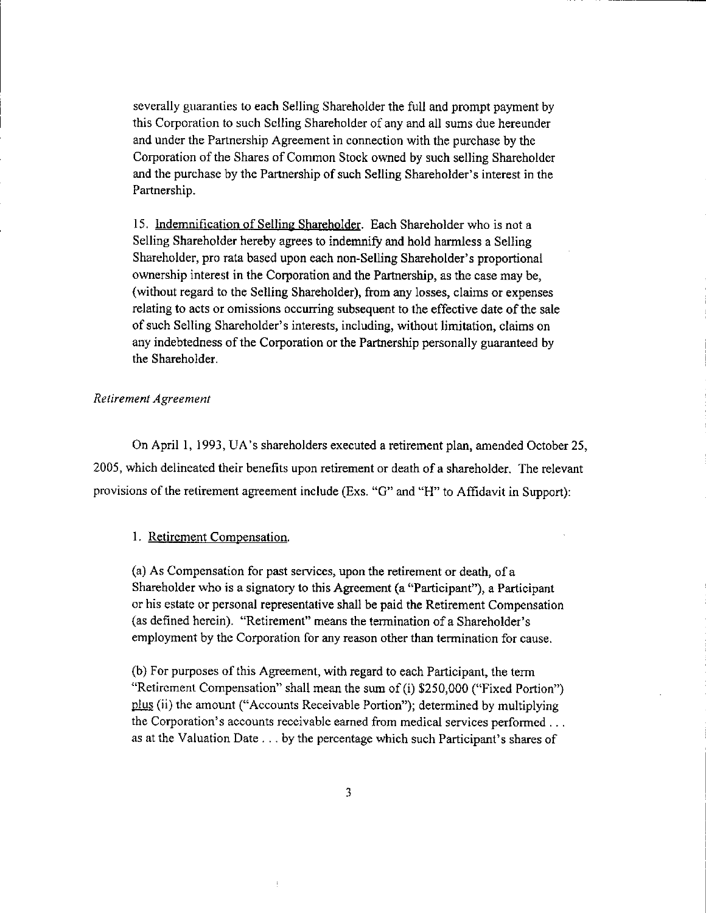> severally guaranties to each Selling Shareholder the full and prompt payment by this Corporation to such Selling Shareholder of any and all sums due hereunder and under the Partnership Agreement in connection with the purchase by the Corporation of the Shares of Common Stock owned by such selling Shareholder and the purchase by the Partnership of such Selling Shareholder's interest in the Partnership.
>
> 15. Indemnification of Selling Shareholder. Each Shareholder who is not a Selling Shareholder hereby agrees to indemnify and hold harmless a Selling Shareholder, pro rata based upon each non-Selling Shareholder's proportional ownership interest in the Corporation and the Partnership, as the case may be, (without regard to the Selling Shareholder), from any losses, claims or expenses relating to acts or omissions occurring subsequent to the effective date of the sale of such Selling Shareholder's interests, including, without limitation, claims on any indebtedness of the Corporation or the Partnership personally guaranteed by the Shareholder.

*Retirement Agreement*

On April 1, 1993, UA's shareholders executed a retirement plan, amended October 25, 2005, which delineated their benefits upon retirement or death of a shareholder. The relevant provisions of the retirement agreement include (Exs. "G" and "H" to Affidavit in Support):

> 1. Retirement Compensation.
>
> (a) As Compensation for past services, upon the retirement or death, of a Shareholder who is a signatory to this Agreement (a "Participant"), a Participant or his estate or personal representative shall be paid the Retirement Compensation (as defined herein). "Retirement" means the termination of a Shareholder's employment by the Corporation for any reason other than termination for cause.
>
> (b) For purposes of this Agreement, with regard to each Participant, the term "Retirement Compensation" shall mean the sum of (i) $250,000 ("Fixed Portion") plus (ii) the amount ("Accounts Receivable Portion"); determined by multiplying the Corporation's accounts receivable earned from medical services performed . . . as at the Valuation Date . . . by the percentage which such Participant's shares of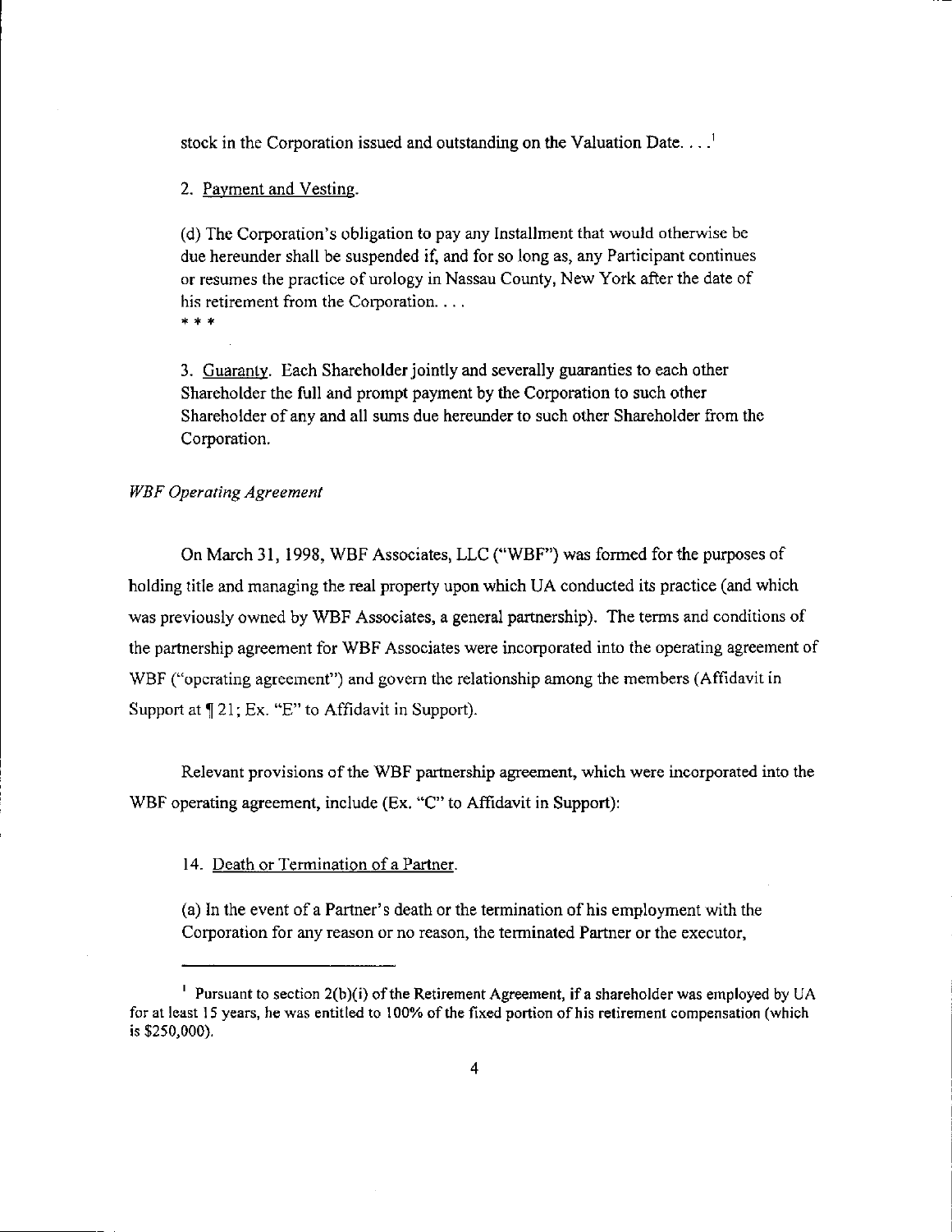stock in the Corporation issued and outstanding on the Valuation Date. . . .[1]

2. Payment and Vesting.

(d) The Corporation's obligation to pay any Installment that would otherwise be due hereunder shall be suspended if, and for so long as, any Participant continues or resumes the practice of urology in Nassau County, New York after the date of his retirement from the Corporation. . . .

\* \* \*

3. Guaranty. Each Shareholder jointly and severally guaranties to each other Shareholder the full and prompt payment by the Corporation to such other Shareholder of any and all sums due hereunder to such other Shareholder from the Corporation.

*WBF Operating Agreement*

On March 31, 1998, WBF Associates, LLC ("WBF") was formed for the purposes of holding title and managing the real property upon which UA conducted its practice (and which was previously owned by WBF Associates, a general partnership). The terms and conditions of the partnership agreement for WBF Associates were incorporated into the operating agreement of WBF ("operating agreement") and govern the relationship among the members (Affidavit in Support at ¶ 21; Ex. "E" to Affidavit in Support).

Relevant provisions of the WBF partnership agreement, which were incorporated into the WBF operating agreement, include (Ex. "C" to Affidavit in Support):

14. Death or Termination of a Partner.

(a) In the event of a Partner's death or the termination of his employment with the Corporation for any reason or no reason, the terminated Partner or the executor,

---

[1] Pursuant to section 2(b)(i) of the Retirement Agreement, if a shareholder was employed by UA for at least 15 years, he was entitled to 100% of the fixed portion of his retirement compensation (which is $250,000).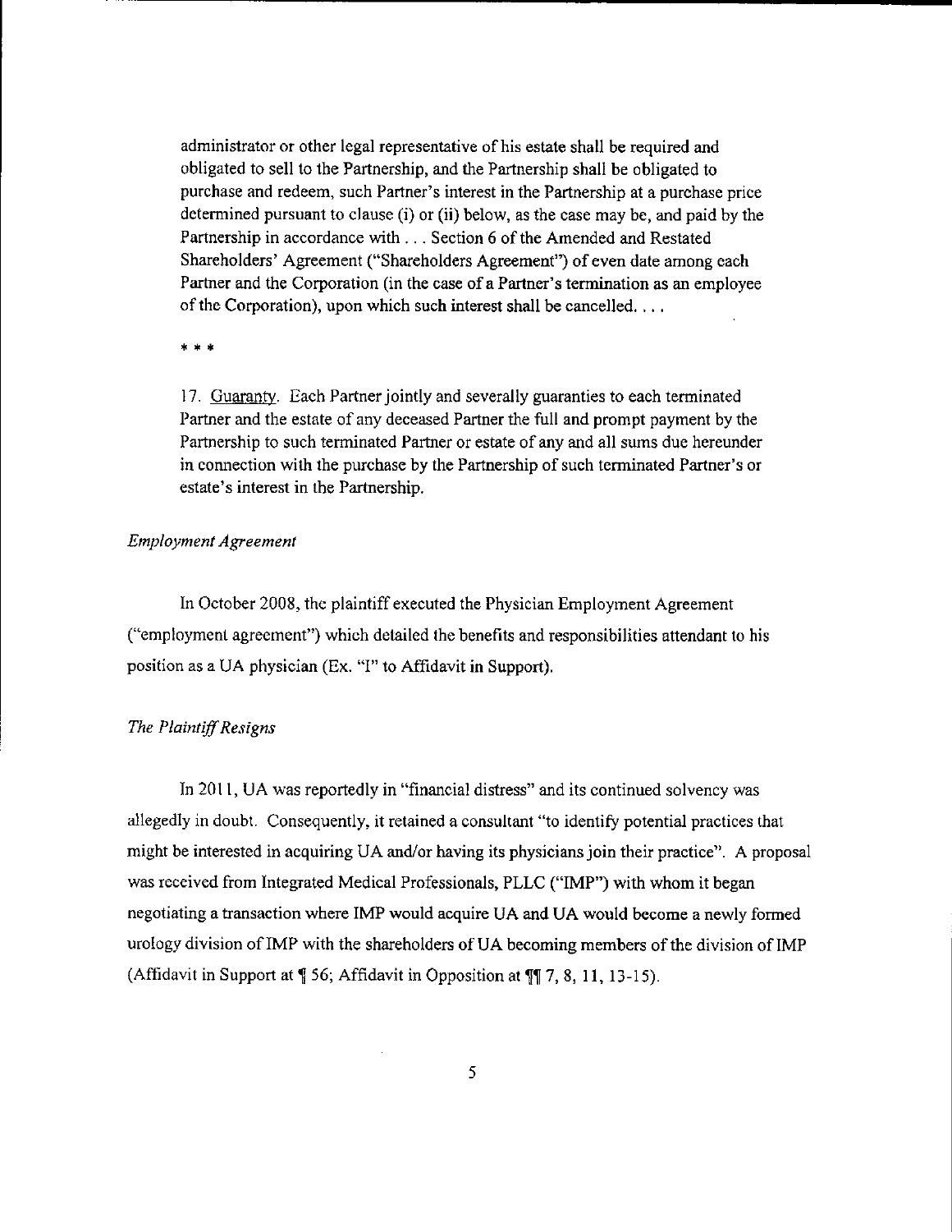administrator or other legal representative of his estate shall be required and obligated to sell to the Partnership, and the Partnership shall be obligated to purchase and redeem, such Partner's interest in the Partnership at a purchase price determined pursuant to clause (i) or (ii) below, as the case may be, and paid by the Partnership in accordance with . . . Section 6 of the Amended and Restated Shareholders' Agreement ("Shareholders Agreement") of even date among each Partner and the Corporation (in the case of a Partner's termination as an employee of the Corporation), upon which such interest shall be cancelled. . . .

\* \* \*

17. Guaranty. Each Partner jointly and severally guaranties to each terminated Partner and the estate of any deceased Partner the full and prompt payment by the Partnership to such terminated Partner or estate of any and all sums due hereunder in connection with the purchase by the Partnership of such terminated Partner's or estate's interest in the Partnership.

*Employment Agreement*

In October 2008, the plaintiff executed the Physician Employment Agreement ("employment agreement") which detailed the benefits and responsibilities attendant to his position as a UA physician (Ex. "I" to Affidavit in Support).

*The Plaintiff Resigns*

In 2011, UA was reportedly in "financial distress" and its continued solvency was allegedly in doubt. Consequently, it retained a consultant "to identify potential practices that might be interested in acquiring UA and/or having its physicians join their practice". A proposal was received from Integrated Medical Professionals, PLLC ("IMP") with whom it began negotiating a transaction where IMP would acquire UA and UA would become a newly formed urology division of IMP with the shareholders of UA becoming members of the division of IMP (Affidavit in Support at ¶ 56; Affidavit in Opposition at ¶¶ 7, 8, 11, 13-15).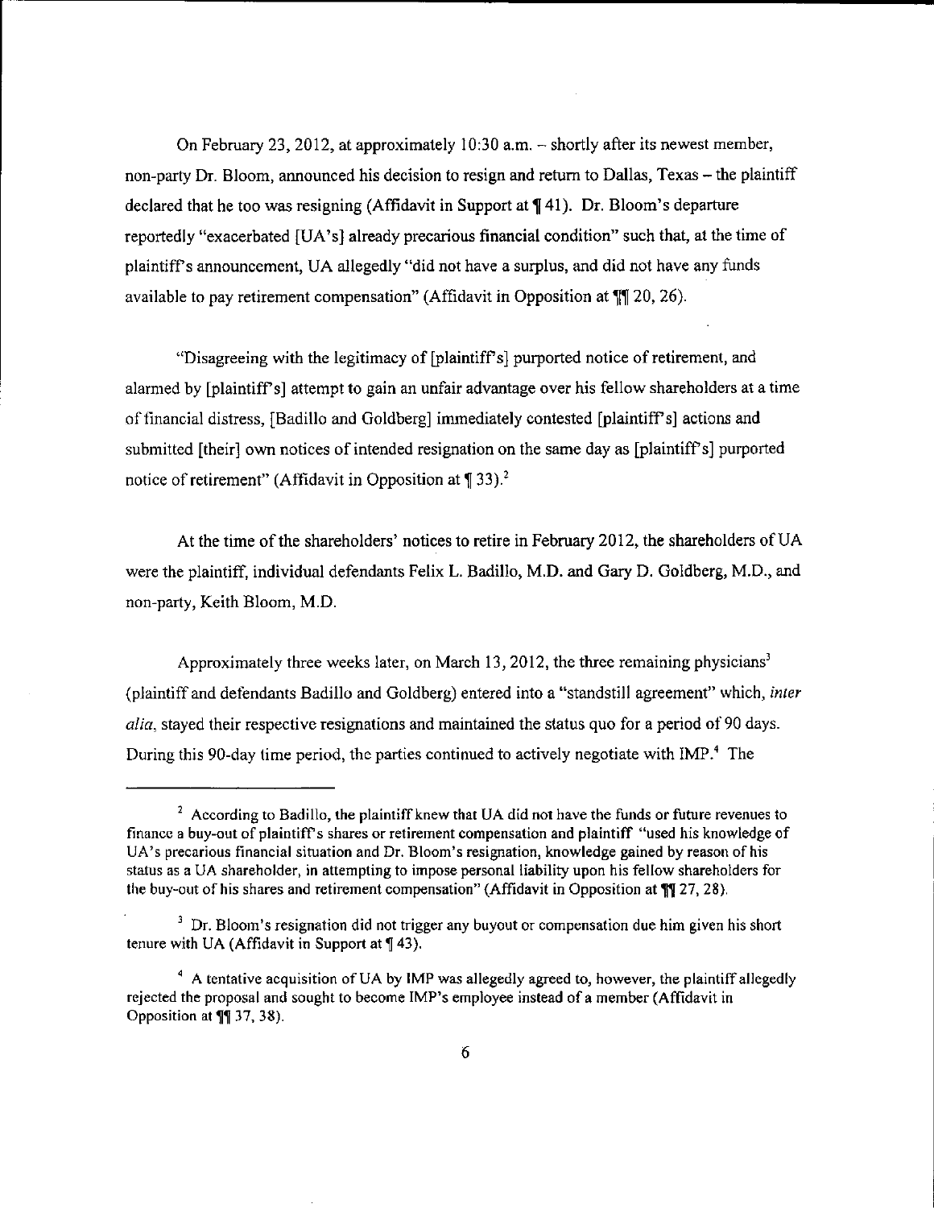On February 23, 2012, at approximately 10:30 a.m. – shortly after its newest member, non-party Dr. Bloom, announced his decision to resign and return to Dallas, Texas – the plaintiff declared that he too was resigning (Affidavit in Support at ¶ 41). Dr. Bloom's departure reportedly "exacerbated [UA's] already precarious financial condition" such that, at the time of plaintiff's announcement, UA allegedly "did not have a surplus, and did not have any funds available to pay retirement compensation" (Affidavit in Opposition at ¶¶ 20, 26).

"Disagreeing with the legitimacy of [plaintiff's] purported notice of retirement, and alarmed by [plaintiff's] attempt to gain an unfair advantage over his fellow shareholders at a time of financial distress, [Badillo and Goldberg] immediately contested [plaintiff's] actions and submitted [their] own notices of intended resignation on the same day as [plaintiff's] purported notice of retirement" (Affidavit in Opposition at ¶ 33).[2]

At the time of the shareholders' notices to retire in February 2012, the shareholders of UA were the plaintiff, individual defendants Felix L. Badillo, M.D. and Gary D. Goldberg, M.D., and non-party, Keith Bloom, M.D.

Approximately three weeks later, on March 13, 2012, the three remaining physicians[3] (plaintiff and defendants Badillo and Goldberg) entered into a "standstill agreement" which, *inter alia*, stayed their respective resignations and maintained the status quo for a period of 90 days. During this 90-day time period, the parties continued to actively negotiate with IMP.[4] The

---

[2] According to Badillo, the plaintiff knew that UA did not have the funds or future revenues to finance a buy-out of plaintiff's shares or retirement compensation and plaintiff "used his knowledge of UA's precarious financial situation and Dr. Bloom's resignation, knowledge gained by reason of his status as a UA shareholder, in attempting to impose personal liability upon his fellow shareholders for the buy-out of his shares and retirement compensation" (Affidavit in Opposition at ¶¶ 27, 28).

[3] Dr. Bloom's resignation did not trigger any buyout or compensation due him given his short tenure with UA (Affidavit in Support at ¶ 43).

[4] A tentative acquisition of UA by IMP was allegedly agreed to, however, the plaintiff allegedly rejected the proposal and sought to become IMP's employee instead of a member (Affidavit in Opposition at ¶¶ 37, 38).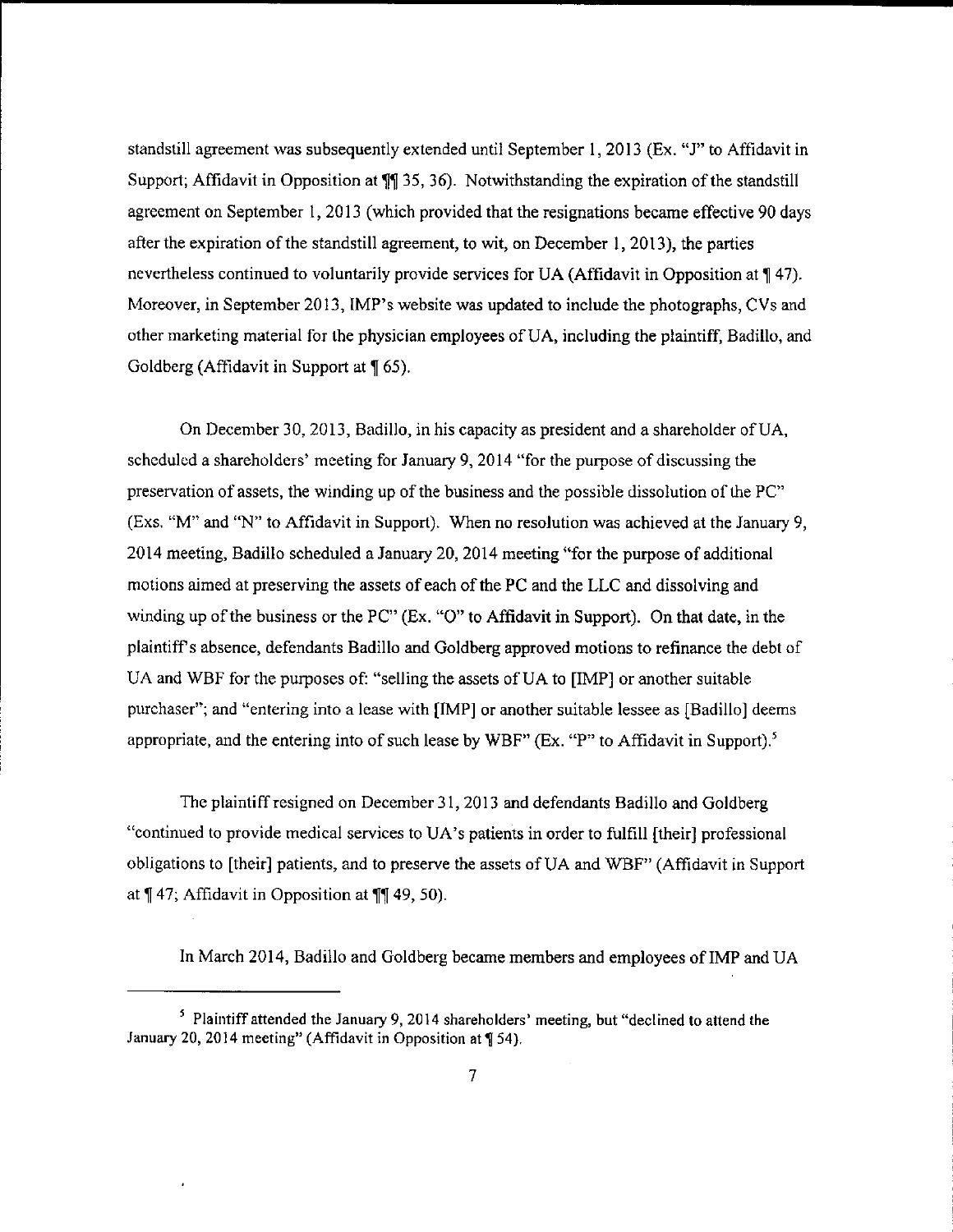standstill agreement was subsequently extended until September 1, 2013 (Ex. "J" to Affidavit in Support; Affidavit in Opposition at ¶¶ 35, 36). Notwithstanding the expiration of the standstill agreement on September 1, 2013 (which provided that the resignations became effective 90 days after the expiration of the standstill agreement, to wit, on December 1, 2013), the parties nevertheless continued to voluntarily provide services for UA (Affidavit in Opposition at ¶ 47). Moreover, in September 2013, IMP's website was updated to include the photographs, CVs and other marketing material for the physician employees of UA, including the plaintiff, Badillo, and Goldberg (Affidavit in Support at ¶ 65).

On December 30, 2013, Badillo, in his capacity as president and a shareholder of UA, scheduled a shareholders' meeting for January 9, 2014 "for the purpose of discussing the preservation of assets, the winding up of the business and the possible dissolution of the PC" (Exs. "M" and "N" to Affidavit in Support). When no resolution was achieved at the January 9, 2014 meeting, Badillo scheduled a January 20, 2014 meeting "for the purpose of additional motions aimed at preserving the assets of each of the PC and the LLC and dissolving and winding up of the business or the PC" (Ex. "O" to Affidavit in Support). On that date, in the plaintiff's absence, defendants Badillo and Goldberg approved motions to refinance the debt of UA and WBF for the purposes of: "selling the assets of UA to [IMP] or another suitable purchaser"; and "entering into a lease with [IMP] or another suitable lessee as [Badillo] deems appropriate, and the entering into of such lease by WBF" (Ex. "P" to Affidavit in Support).[5]

The plaintiff resigned on December 31, 2013 and defendants Badillo and Goldberg "continued to provide medical services to UA's patients in order to fulfill [their] professional obligations to [their] patients, and to preserve the assets of UA and WBF" (Affidavit in Support at ¶ 47; Affidavit in Opposition at ¶¶ 49, 50).

In March 2014, Badillo and Goldberg became members and employees of IMP and UA

---

[5] Plaintiff attended the January 9, 2014 shareholders' meeting, but "declined to attend the January 20, 2014 meeting" (Affidavit in Opposition at ¶ 54).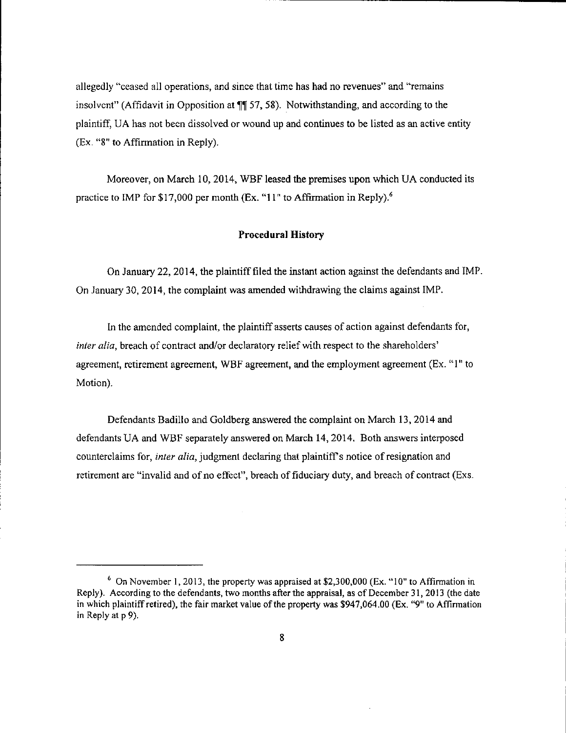allegedly "ceased all operations, and since that time has had no revenues" and "remains insolvent" (Affidavit in Opposition at ¶¶ 57, 58). Notwithstanding, and according to the plaintiff, UA has not been dissolved or wound up and continues to be listed as an active entity (Ex. "8" to Affirmation in Reply).

Moreover, on March 10, 2014, WBF leased the premises upon which UA conducted its practice to IMP for $17,000 per month (Ex. "11" to Affirmation in Reply).[6]

## Procedural History

On January 22, 2014, the plaintiff filed the instant action against the defendants and IMP. On January 30, 2014, the complaint was amended withdrawing the claims against IMP.

In the amended complaint, the plaintiff asserts causes of action against defendants for, *inter alia*, breach of contract and/or declaratory relief with respect to the shareholders' agreement, retirement agreement, WBF agreement, and the employment agreement (Ex. "1" to Motion).

Defendants Badillo and Goldberg answered the complaint on March 13, 2014 and defendants UA and WBF separately answered on March 14, 2014. Both answers interposed counterclaims for, *inter alia*, judgment declaring that plaintiff's notice of resignation and retirement are "invalid and of no effect", breach of fiduciary duty, and breach of contract (Exs.

---

[6] On November 1, 2013, the property was appraised at $2,300,000 (Ex. "10" to Affirmation in Reply). According to the defendants, two months after the appraisal, as of December 31, 2013 (the date in which plaintiff retired), the fair market value of the property was $947,064.00 (Ex. "9" to Affirmation in Reply at p 9).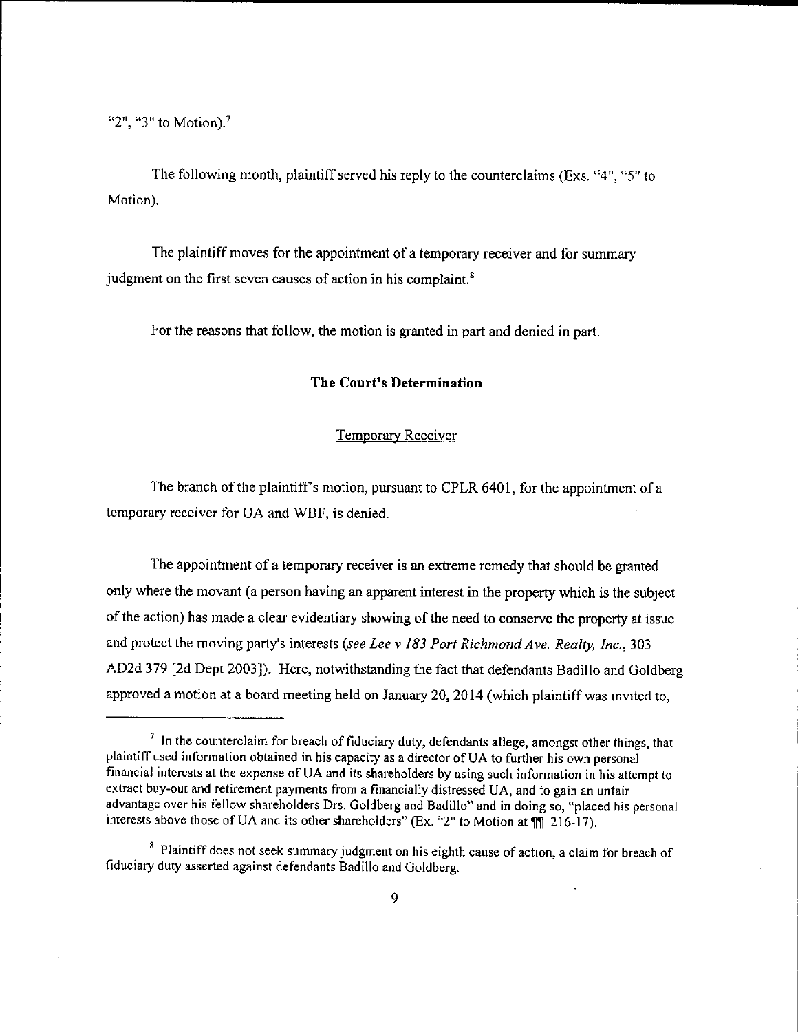"2", "3" to Motion).[7]

The following month, plaintiff served his reply to the counterclaims (Exs. "4", "5" to Motion).

The plaintiff moves for the appointment of a temporary receiver and for summary judgment on the first seven causes of action in his complaint.[8]

For the reasons that follow, the motion is granted in part and denied in part.

## The Court's Determination

### Temporary Receiver

The branch of the plaintiff's motion, pursuant to CPLR 6401, for the appointment of a temporary receiver for UA and WBF, is denied.

The appointment of a temporary receiver is an extreme remedy that should be granted only where the movant (a person having an apparent interest in the property which is the subject of the action) has made a clear evidentiary showing of the need to conserve the property at issue and protect the moving party's interests (*see Lee v 183 Port Richmond Ave. Realty, Inc.*, 303 AD2d 379 [2d Dept 2003]). Here, notwithstanding the fact that defendants Badillo and Goldberg approved a motion at a board meeting held on January 20, 2014 (which plaintiff was invited to,

---

[7] In the counterclaim for breach of fiduciary duty, defendants allege, amongst other things, that plaintiff used information obtained in his capacity as a director of UA to further his own personal financial interests at the expense of UA and its shareholders by using such information in his attempt to extract buy-out and retirement payments from a financially distressed UA, and to gain an unfair advantage over his fellow shareholders Drs. Goldberg and Badillo" and in doing so, "placed his personal interests above those of UA and its other shareholders" (Ex. "2" to Motion at ¶¶ 216-17).

[8] Plaintiff does not seek summary judgment on his eighth cause of action, a claim for breach of fiduciary duty asserted against defendants Badillo and Goldberg.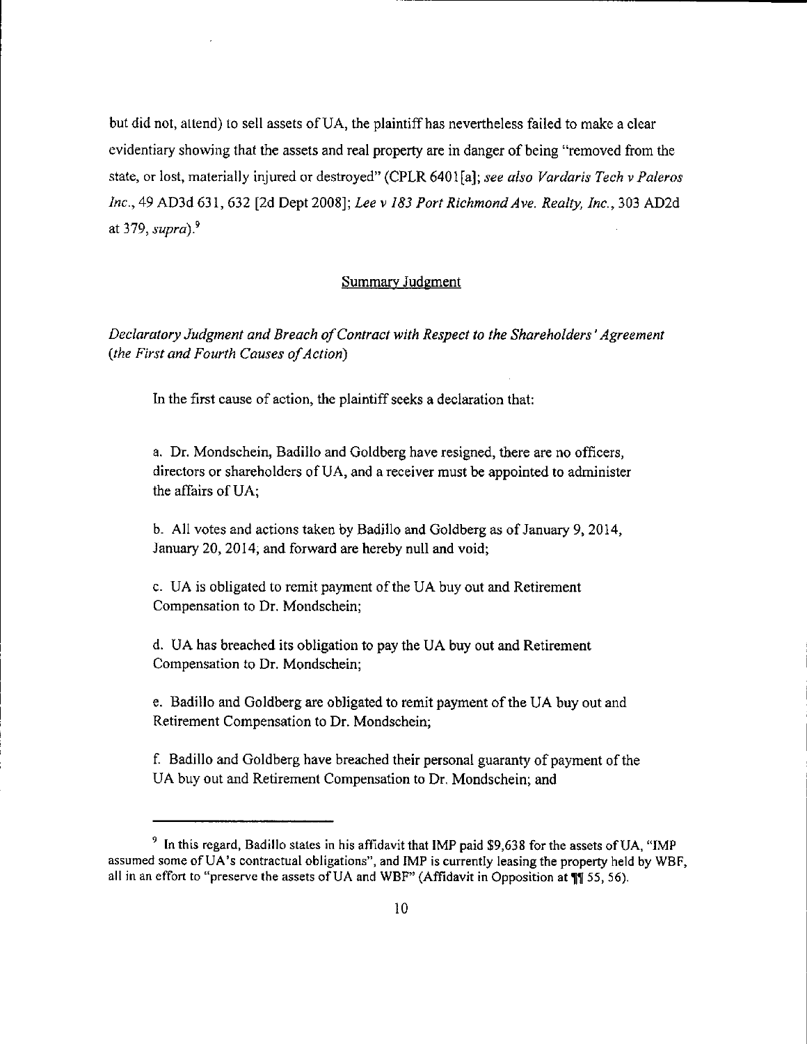but did not, attend) to sell assets of UA, the plaintiff has nevertheless failed to make a clear evidentiary showing that the assets and real property are in danger of being "removed from the state, or lost, materially injured or destroyed" (CPLR 6401[a]; *see also Vardaris Tech v Paleros Inc.*, 49 AD3d 631, 632 [2d Dept 2008]; *Lee v 183 Port Richmond Ave. Realty, Inc.*, 303 AD2d at 379, *supra*).[9]

## Summary Judgment

*Declaratory Judgment and Breach of Contract with Respect to the Shareholders' Agreement (the First and Fourth Causes of Action)*

In the first cause of action, the plaintiff seeks a declaration that:

a. Dr. Mondschein, Badillo and Goldberg have resigned, there are no officers, directors or shareholders of UA, and a receiver must be appointed to administer the affairs of UA;

b. All votes and actions taken by Badillo and Goldberg as of January 9, 2014, January 20, 2014, and forward are hereby null and void;

c. UA is obligated to remit payment of the UA buy out and Retirement Compensation to Dr. Mondschein;

d. UA has breached its obligation to pay the UA buy out and Retirement Compensation to Dr. Mondschein;

e. Badillo and Goldberg are obligated to remit payment of the UA buy out and Retirement Compensation to Dr. Mondschein;

f. Badillo and Goldberg have breached their personal guaranty of payment of the UA buy out and Retirement Compensation to Dr. Mondschein; and

---

[9] In this regard, Badillo states in his affidavit that IMP paid $9,638 for the assets of UA, "IMP assumed some of UA's contractual obligations", and IMP is currently leasing the property held by WBF, all in an effort to "preserve the assets of UA and WBF" (Affidavit in Opposition at ¶¶ 55, 56).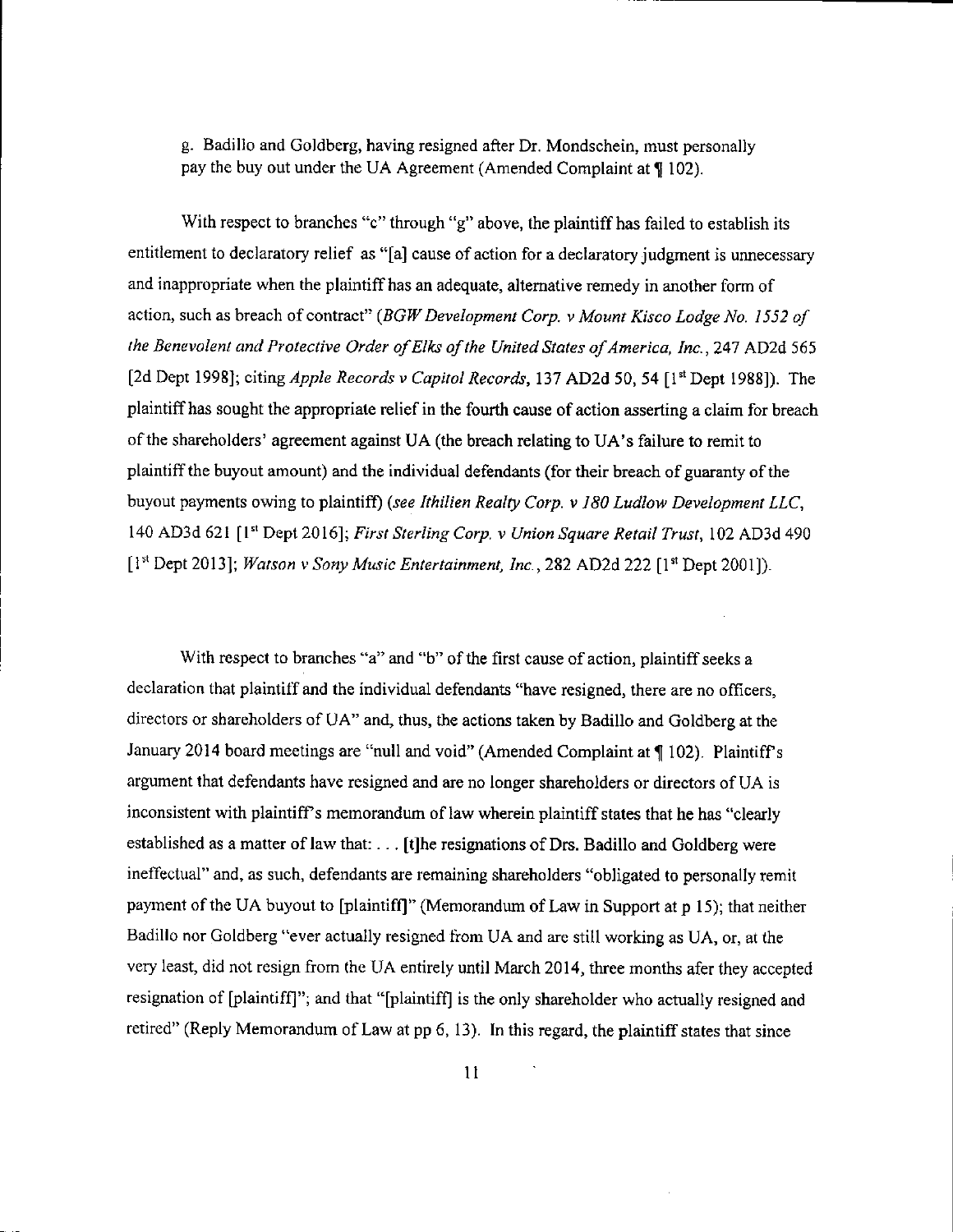g. Badillo and Goldberg, having resigned after Dr. Mondschein, must personally pay the buy out under the UA Agreement (Amended Complaint at ¶ 102).

With respect to branches "c" through "g" above, the plaintiff has failed to establish its entitlement to declaratory relief as "[a] cause of action for a declaratory judgment is unnecessary and inappropriate when the plaintiff has an adequate, alternative remedy in another form of action, such as breach of contract" (*BGW Development Corp. v Mount Kisco Lodge No. 1552 of the Benevolent and Protective Order of Elks of the United States of America, Inc.*, 247 AD2d 565 [2d Dept 1998]; citing *Apple Records v Capitol Records*, 137 AD2d 50, 54 [1st Dept 1988]). The plaintiff has sought the appropriate relief in the fourth cause of action asserting a claim for breach of the shareholders' agreement against UA (the breach relating to UA's failure to remit to plaintiff the buyout amount) and the individual defendants (for their breach of guaranty of the buyout payments owing to plaintiff) (*see Ithilien Realty Corp. v 180 Ludlow Development LLC*, 140 AD3d 621 [1st Dept 2016]; *First Sterling Corp. v Union Square Retail Trust*, 102 AD3d 490 [1st Dept 2013]; *Watson v Sony Music Entertainment, Inc.*, 282 AD2d 222 [1st Dept 2001]).

With respect to branches "a" and "b" of the first cause of action, plaintiff seeks a declaration that plaintiff and the individual defendants "have resigned, there are no officers, directors or shareholders of UA" and, thus, the actions taken by Badillo and Goldberg at the January 2014 board meetings are "null and void" (Amended Complaint at ¶ 102). Plaintiff's argument that defendants have resigned and are no longer shareholders or directors of UA is inconsistent with plaintiff's memorandum of law wherein plaintiff states that he has "clearly established as a matter of law that: . . . [t]he resignations of Drs. Badillo and Goldberg were ineffectual" and, as such, defendants are remaining shareholders "obligated to personally remit payment of the UA buyout to [plaintiff]" (Memorandum of Law in Support at p 15); that neither Badillo nor Goldberg "ever actually resigned from UA and are still working as UA, or, at the very least, did not resign from the UA entirely until March 2014, three months afer they accepted resignation of [plaintiff]"; and that "[plaintiff] is the only shareholder who actually resigned and retired" (Reply Memorandum of Law at pp 6, 13). In this regard, the plaintiff states that since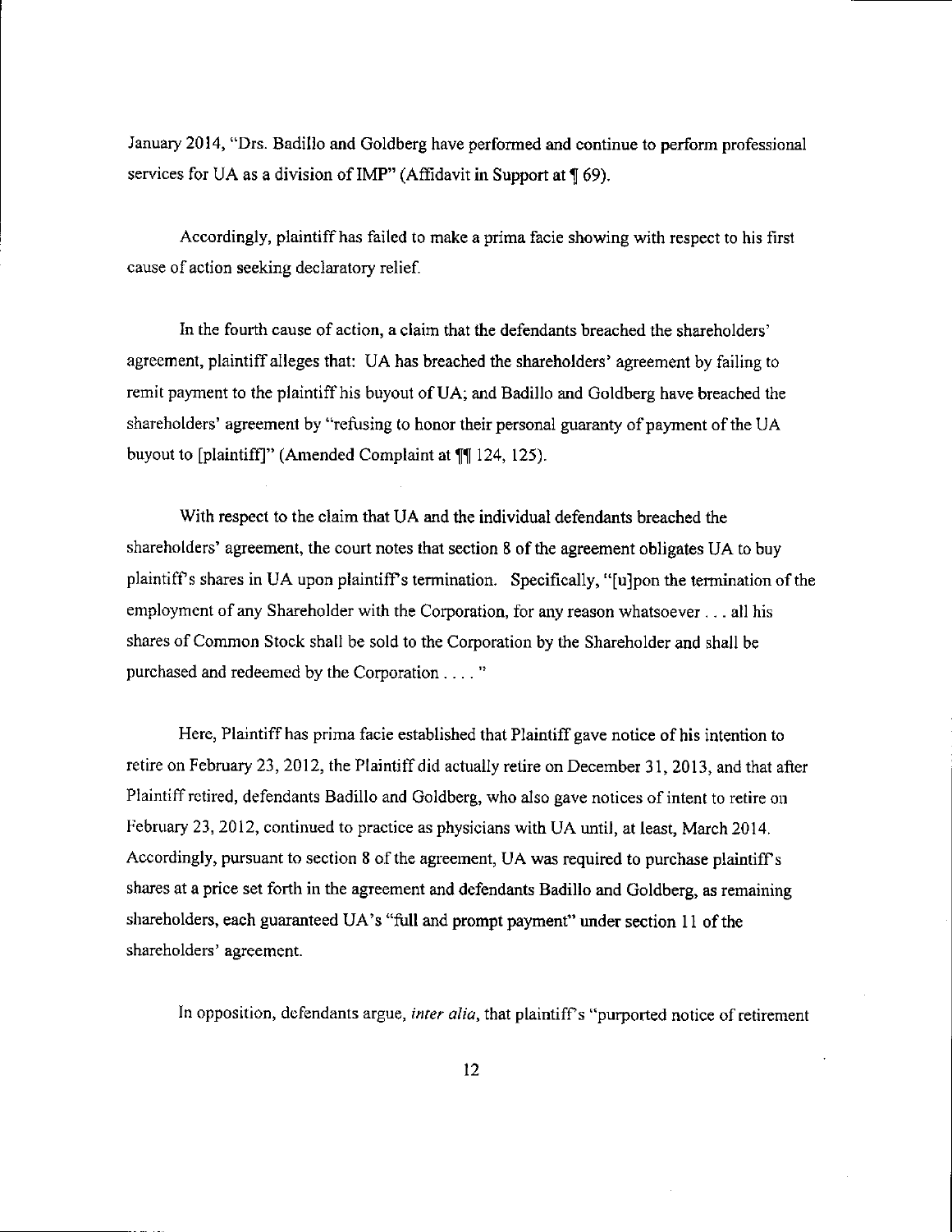January 2014, "Drs. Badillo and Goldberg have performed and continue to perform professional services for UA as a division of IMP" (Affidavit in Support at ¶ 69).

Accordingly, plaintiff has failed to make a prima facie showing with respect to his first cause of action seeking declaratory relief.

In the fourth cause of action, a claim that the defendants breached the shareholders' agreement, plaintiff alleges that: UA has breached the shareholders' agreement by failing to remit payment to the plaintiff his buyout of UA; and Badillo and Goldberg have breached the shareholders' agreement by "refusing to honor their personal guaranty of payment of the UA buyout to [plaintiff]" (Amended Complaint at ¶¶ 124, 125).

With respect to the claim that UA and the individual defendants breached the shareholders' agreement, the court notes that section 8 of the agreement obligates UA to buy plaintiff's shares in UA upon plaintiff's termination. Specifically, "[u]pon the termination of the employment of any Shareholder with the Corporation, for any reason whatsoever . . . all his shares of Common Stock shall be sold to the Corporation by the Shareholder and shall be purchased and redeemed by the Corporation . . . . "

Here, Plaintiff has prima facie established that Plaintiff gave notice of his intention to retire on February 23, 2012, the Plaintiff did actually retire on December 31, 2013, and that after Plaintiff retired, defendants Badillo and Goldberg, who also gave notices of intent to retire on February 23, 2012, continued to practice as physicians with UA until, at least, March 2014. Accordingly, pursuant to section 8 of the agreement, UA was required to purchase plaintiff's shares at a price set forth in the agreement and defendants Badillo and Goldberg, as remaining shareholders, each guaranteed UA's "full and prompt payment" under section 11 of the shareholders' agreement.

In opposition, defendants argue, *inter alia*, that plaintiff's "purported notice of retirement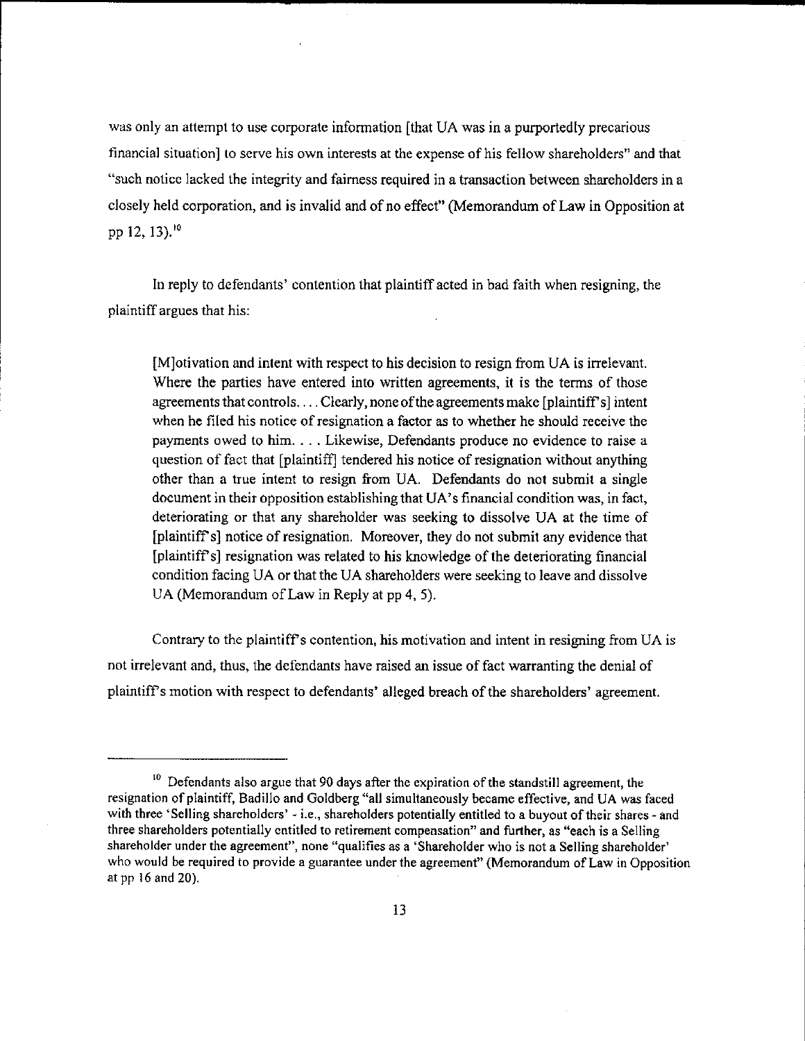was only an attempt to use corporate information [that UA was in a purportedly precarious financial situation] to serve his own interests at the expense of his fellow shareholders" and that "such notice lacked the integrity and fairness required in a transaction between shareholders in a closely held corporation, and is invalid and of no effect" (Memorandum of Law in Opposition at pp 12, 13).[10]

In reply to defendants' contention that plaintiff acted in bad faith when resigning, the plaintiff argues that his:

> [M]otivation and intent with respect to his decision to resign from UA is irrelevant. Where the parties have entered into written agreements, it is the terms of those agreements that controls. . . . Clearly, none of the agreements make [plaintiff's] intent when he filed his notice of resignation a factor as to whether he should receive the payments owed to him. . . . Likewise, Defendants produce no evidence to raise a question of fact that [plaintiff] tendered his notice of resignation without anything other than a true intent to resign from UA. Defendants do not submit a single document in their opposition establishing that UA's financial condition was, in fact, deteriorating or that any shareholder was seeking to dissolve UA at the time of [plaintiff's] notice of resignation. Moreover, they do not submit any evidence that [plaintiff's] resignation was related to his knowledge of the deteriorating financial condition facing UA or that the UA shareholders were seeking to leave and dissolve UA (Memorandum of Law in Reply at pp 4, 5).

Contrary to the plaintiff's contention, his motivation and intent in resigning from UA is not irrelevant and, thus, the defendants have raised an issue of fact warranting the denial of plaintiff's motion with respect to defendants' alleged breach of the shareholders' agreement.

---

[10] Defendants also argue that 90 days after the expiration of the standstill agreement, the resignation of plaintiff, Badillo and Goldberg "all simultaneously became effective, and UA was faced with three 'Selling shareholders' - i.e., shareholders potentially entitled to a buyout of their shares - and three shareholders potentially entitled to retirement compensation" and further, as "each is a Selling shareholder under the agreement", none "qualifies as a 'Shareholder who is not a Selling shareholder' who would be required to provide a guarantee under the agreement" (Memorandum of Law in Opposition at pp 16 and 20).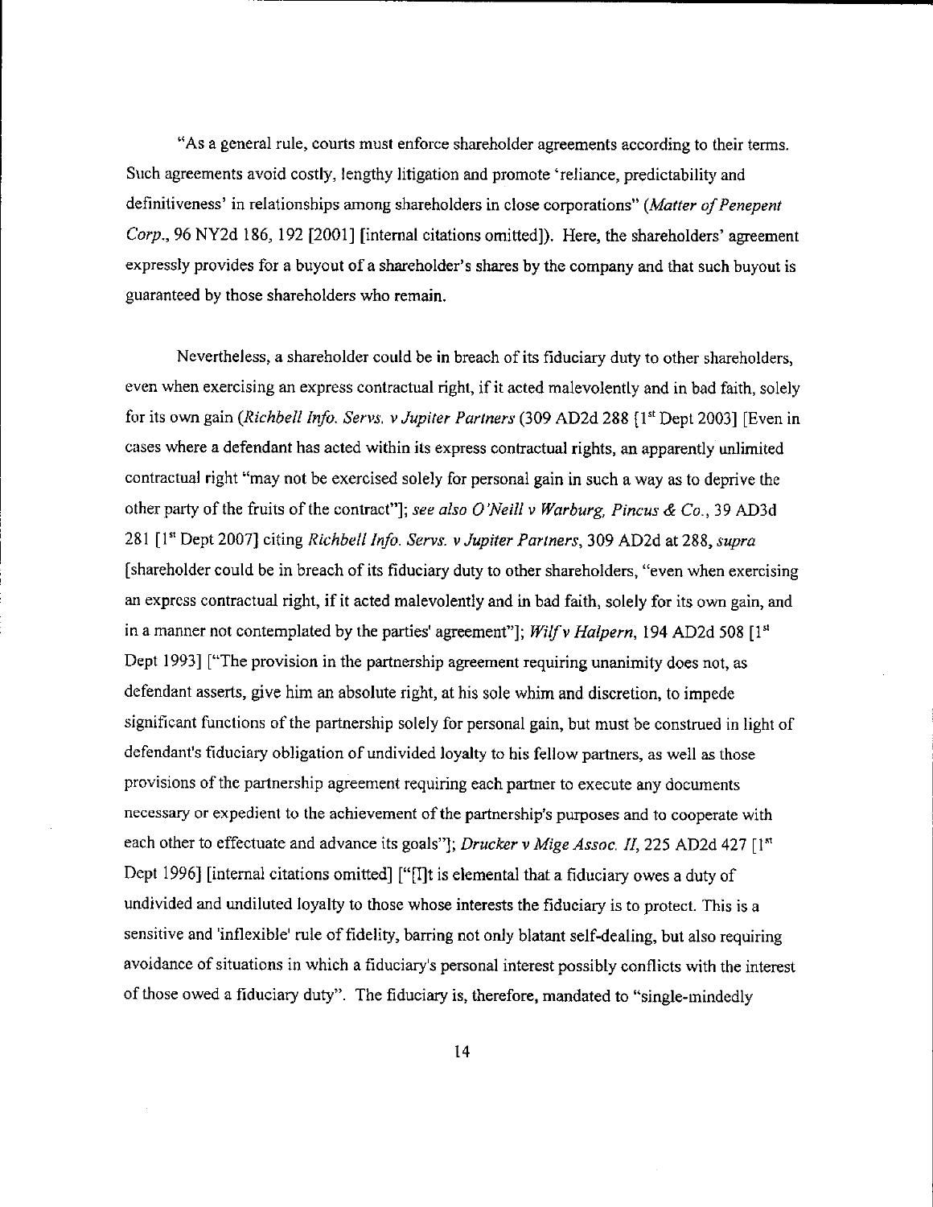"As a general rule, courts must enforce shareholder agreements according to their terms. Such agreements avoid costly, lengthy litigation and promote 'reliance, predictability and definitiveness' in relationships among shareholders in close corporations" (*Matter of Penepent Corp.*, 96 NY2d 186, 192 [2001] [internal citations omitted]). Here, the shareholders' agreement expressly provides for a buyout of a shareholder's shares by the company and that such buyout is guaranteed by those shareholders who remain.

Nevertheless, a shareholder could be in breach of its fiduciary duty to other shareholders, even when exercising an express contractual right, if it acted malevolently and in bad faith, solely for its own gain (*Richbell Info. Servs. v Jupiter Partners* (309 AD2d 288 [1st Dept 2003] [Even in cases where a defendant has acted within its express contractual rights, an apparently unlimited contractual right "may not be exercised solely for personal gain in such a way as to deprive the other party of the fruits of the contract"]; *see also O'Neill v Warburg, Pincus & Co.*, 39 AD3d 281 [1st Dept 2007] citing *Richbell Info. Servs. v Jupiter Partners*, 309 AD2d at 288, *supra* [shareholder could be in breach of its fiduciary duty to other shareholders, "even when exercising an express contractual right, if it acted malevolently and in bad faith, solely for its own gain, and in a manner not contemplated by the parties' agreement"]; *Wilf v Halpern*, 194 AD2d 508 [1st Dept 1993] ["The provision in the partnership agreement requiring unanimity does not, as defendant asserts, give him an absolute right, at his sole whim and discretion, to impede significant functions of the partnership solely for personal gain, but must be construed in light of defendant's fiduciary obligation of undivided loyalty to his fellow partners, as well as those provisions of the partnership agreement requiring each partner to execute any documents necessary or expedient to the achievement of the partnership's purposes and to cooperate with each other to effectuate and advance its goals"]; *Drucker v Mige Assoc. II*, 225 AD2d 427 [1st Dept 1996] [internal citations omitted] ["[I]t is elemental that a fiduciary owes a duty of undivided and undiluted loyalty to those whose interests the fiduciary is to protect. This is a sensitive and 'inflexible' rule of fidelity, barring not only blatant self-dealing, but also requiring avoidance of situations in which a fiduciary's personal interest possibly conflicts with the interest of those owed a fiduciary duty". The fiduciary is, therefore, mandated to "single-mindedly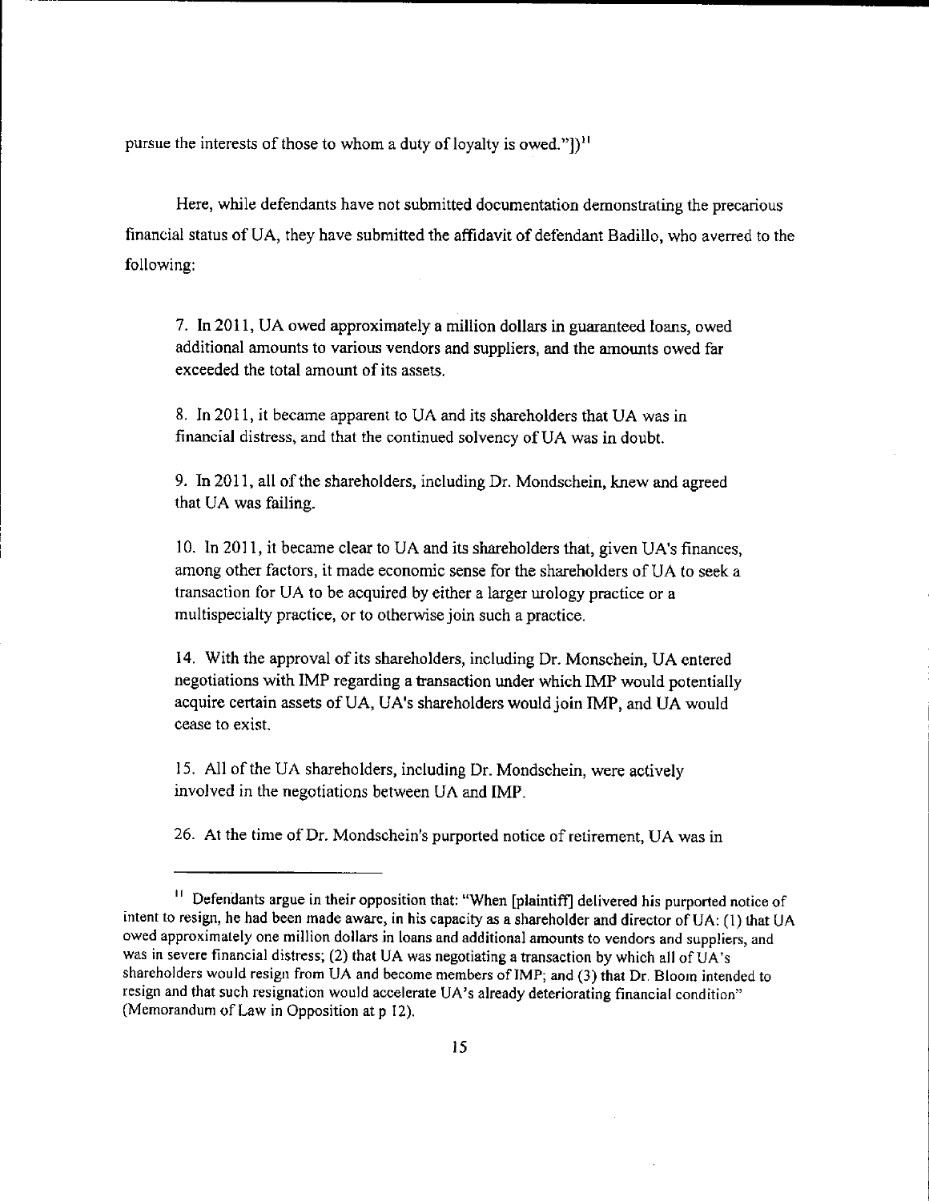pursue the interests of those to whom a duty of loyalty is owed."])[11]

Here, while defendants have not submitted documentation demonstrating the precarious financial status of UA, they have submitted the affidavit of defendant Badillo, who averred to the following:

> 7. In 2011, UA owed approximately a million dollars in guaranteed loans, owed additional amounts to various vendors and suppliers, and the amounts owed far exceeded the total amount of its assets.
>
> 8. In 2011, it became apparent to UA and its shareholders that UA was in financial distress, and that the continued solvency of UA was in doubt.
>
> 9. In 2011, all of the shareholders, including Dr. Mondschein, knew and agreed that UA was failing.
>
> 10. In 2011, it became clear to UA and its shareholders that, given UA's finances, among other factors, it made economic sense for the shareholders of UA to seek a transaction for UA to be acquired by either a larger urology practice or a multispecialty practice, or to otherwise join such a practice.
>
> 14. With the approval of its shareholders, including Dr. Monschein, UA entered negotiations with IMP regarding a transaction under which IMP would potentially acquire certain assets of UA, UA's shareholders would join IMP, and UA would cease to exist.
>
> 15. All of the UA shareholders, including Dr. Mondschein, were actively involved in the negotiations between UA and IMP.
>
> 26. At the time of Dr. Mondschein's purported notice of retirement, UA was in

---

[11] Defendants argue in their opposition that: "When [plaintiff] delivered his purported notice of intent to resign, he had been made aware, in his capacity as a shareholder and director of UA: (1) that UA owed approximately one million dollars in loans and additional amounts to vendors and suppliers, and was in severe financial distress; (2) that UA was negotiating a transaction by which all of UA's shareholders would resign from UA and become members of IMP; and (3) that Dr. Bloom intended to resign and that such resignation would accelerate UA's already deteriorating financial condition" (Memorandum of Law in Opposition at p 12).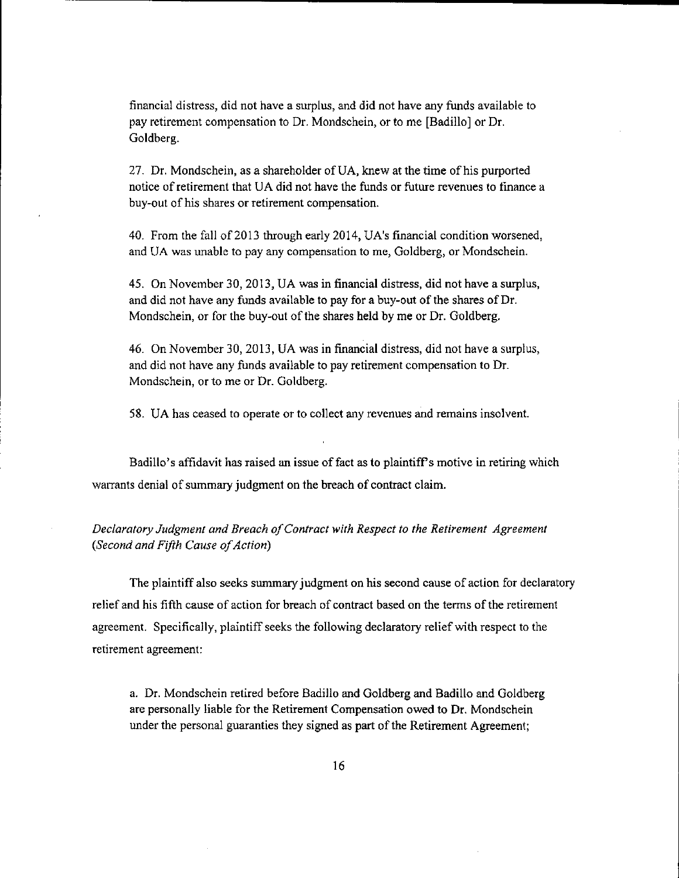> financial distress, did not have a surplus, and did not have any funds available to pay retirement compensation to Dr. Mondschein, or to me [Badillo] or Dr. Goldberg.
>
> 27. Dr. Mondschein, as a shareholder of UA, knew at the time of his purported notice of retirement that UA did not have the funds or future revenues to finance a buy-out of his shares or retirement compensation.
>
> 40. From the fall of 2013 through early 2014, UA's financial condition worsened, and UA was unable to pay any compensation to me, Goldberg, or Mondschein.
>
> 45. On November 30, 2013, UA was in financial distress, did not have a surplus, and did not have any funds available to pay for a buy-out of the shares of Dr. Mondschein, or for the buy-out of the shares held by me or Dr. Goldberg.
>
> 46. On November 30, 2013, UA was in financial distress, did not have a surplus, and did not have any funds available to pay retirement compensation to Dr. Mondschein, or to me or Dr. Goldberg.
>
> 58. UA has ceased to operate or to collect any revenues and remains insolvent.

Badillo's affidavit has raised an issue of fact as to plaintiff's motive in retiring which warrants denial of summary judgment on the breach of contract claim.

*Declaratory Judgment and Breach of Contract with Respect to the Retirement Agreement (Second and Fifth Cause of Action)*

The plaintiff also seeks summary judgment on his second cause of action for declaratory relief and his fifth cause of action for breach of contract based on the terms of the retirement agreement. Specifically, plaintiff seeks the following declaratory relief with respect to the retirement agreement:

> a. Dr. Mondschein retired before Badillo and Goldberg and Badillo and Goldberg are personally liable for the Retirement Compensation owed to Dr. Mondschein under the personal guaranties they signed as part of the Retirement Agreement;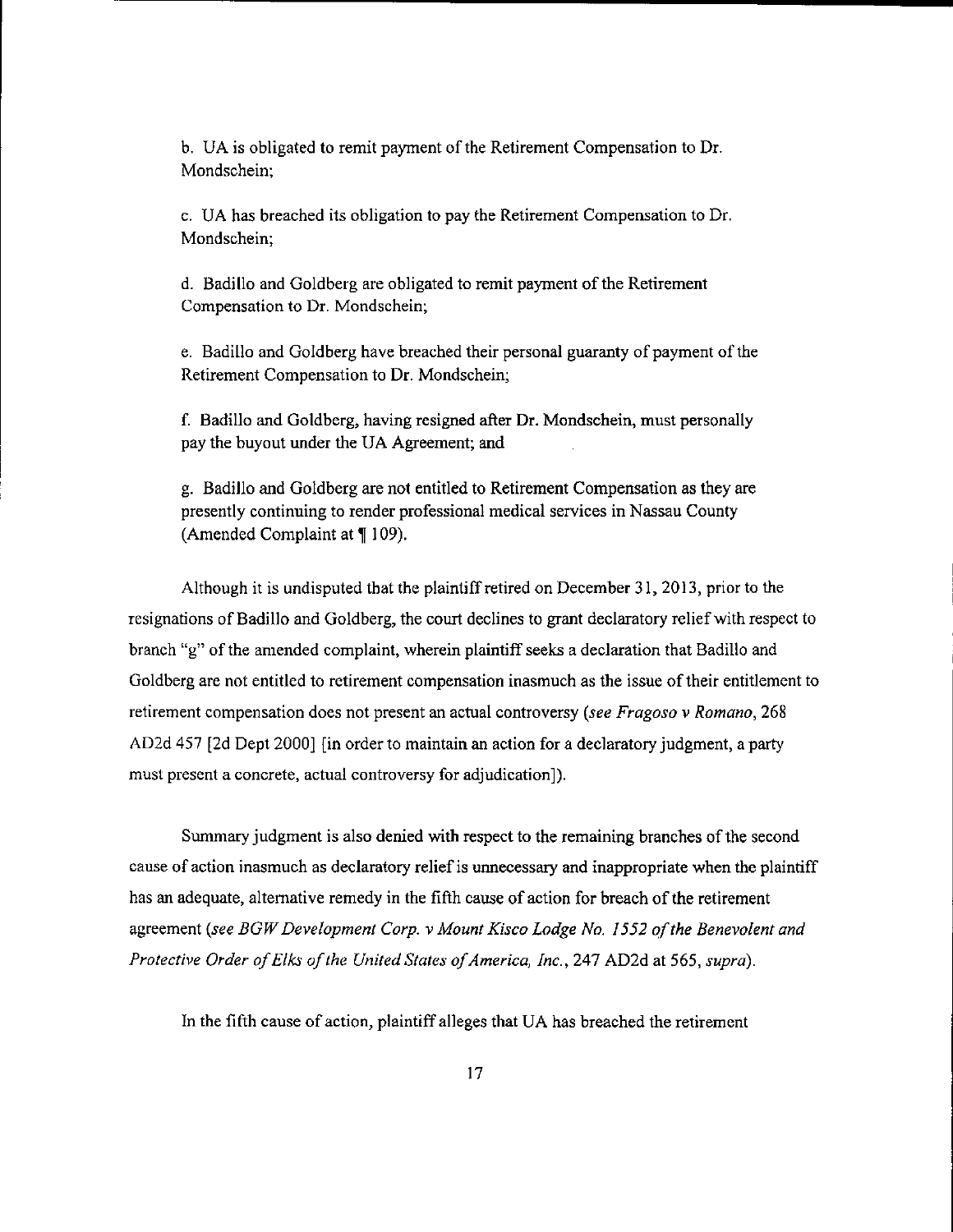b. UA is obligated to remit payment of the Retirement Compensation to Dr. Mondschein;

c. UA has breached its obligation to pay the Retirement Compensation to Dr. Mondschein;

d. Badillo and Goldberg are obligated to remit payment of the Retirement Compensation to Dr. Mondschein;

e. Badillo and Goldberg have breached their personal guaranty of payment of the Retirement Compensation to Dr. Mondschein;

f. Badillo and Goldberg, having resigned after Dr. Mondschein, must personally pay the buyout under the UA Agreement; and

g. Badillo and Goldberg are not entitled to Retirement Compensation as they are presently continuing to render professional medical services in Nassau County (Amended Complaint at ¶ 109).

Although it is undisputed that the plaintiff retired on December 31, 2013, prior to the resignations of Badillo and Goldberg, the court declines to grant declaratory relief with respect to branch "g" of the amended complaint, wherein plaintiff seeks a declaration that Badillo and Goldberg are not entitled to retirement compensation inasmuch as the issue of their entitlement to retirement compensation does not present an actual controversy (*see Fragoso v Romano*, 268 AD2d 457 [2d Dept 2000] [in order to maintain an action for a declaratory judgment, a party must present a concrete, actual controversy for adjudication]).

Summary judgment is also denied with respect to the remaining branches of the second cause of action inasmuch as declaratory relief is unnecessary and inappropriate when the plaintiff has an adequate, alternative remedy in the fifth cause of action for breach of the retirement agreement (*see BGW Development Corp. v Mount Kisco Lodge No. 1552 of the Benevolent and Protective Order of Elks of the United States of America, Inc.*, 247 AD2d at 565, *supra*).

In the fifth cause of action, plaintiff alleges that UA has breached the retirement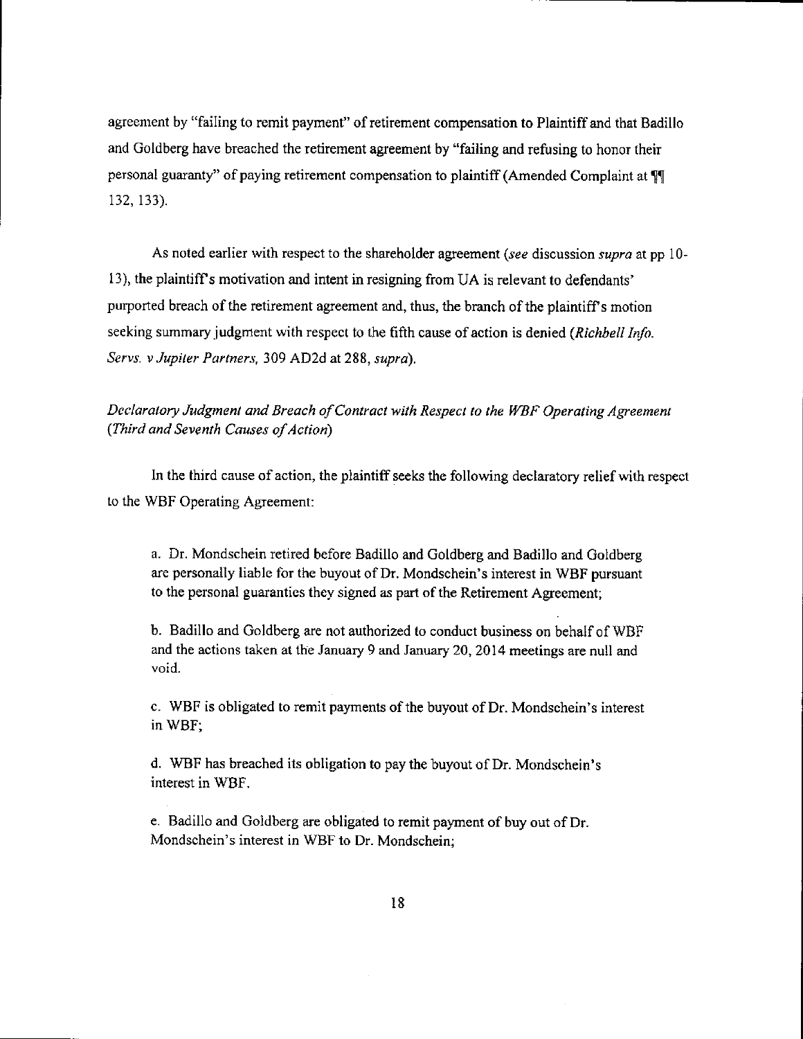agreement by "failing to remit payment" of retirement compensation to Plaintiff and that Badillo and Goldberg have breached the retirement agreement by "failing and refusing to honor their personal guaranty" of paying retirement compensation to plaintiff (Amended Complaint at ¶¶ 132, 133).

As noted earlier with respect to the shareholder agreement (*see* discussion *supra* at pp 10-13), the plaintiff's motivation and intent in resigning from UA is relevant to defendants' purported breach of the retirement agreement and, thus, the branch of the plaintiff's motion seeking summary judgment with respect to the fifth cause of action is denied (*Richbell Info. Servs. v Jupiter Partners*, 309 AD2d at 288, *supra*).

*Declaratory Judgment and Breach of Contract with Respect to the WBF Operating Agreement (Third and Seventh Causes of Action)*

In the third cause of action, the plaintiff seeks the following declaratory relief with respect to the WBF Operating Agreement:

> a. Dr. Mondschein retired before Badillo and Goldberg and Badillo and Goldberg are personally liable for the buyout of Dr. Mondschein's interest in WBF pursuant to the personal guaranties they signed as part of the Retirement Agreement;
>
> b. Badillo and Goldberg are not authorized to conduct business on behalf of WBF and the actions taken at the January 9 and January 20, 2014 meetings are null and void.
>
> c. WBF is obligated to remit payments of the buyout of Dr. Mondschein's interest in WBF;
>
> d. WBF has breached its obligation to pay the buyout of Dr. Mondschein's interest in WBF.
>
> e. Badillo and Goldberg are obligated to remit payment of buy out of Dr. Mondschein's interest in WBF to Dr. Mondschein;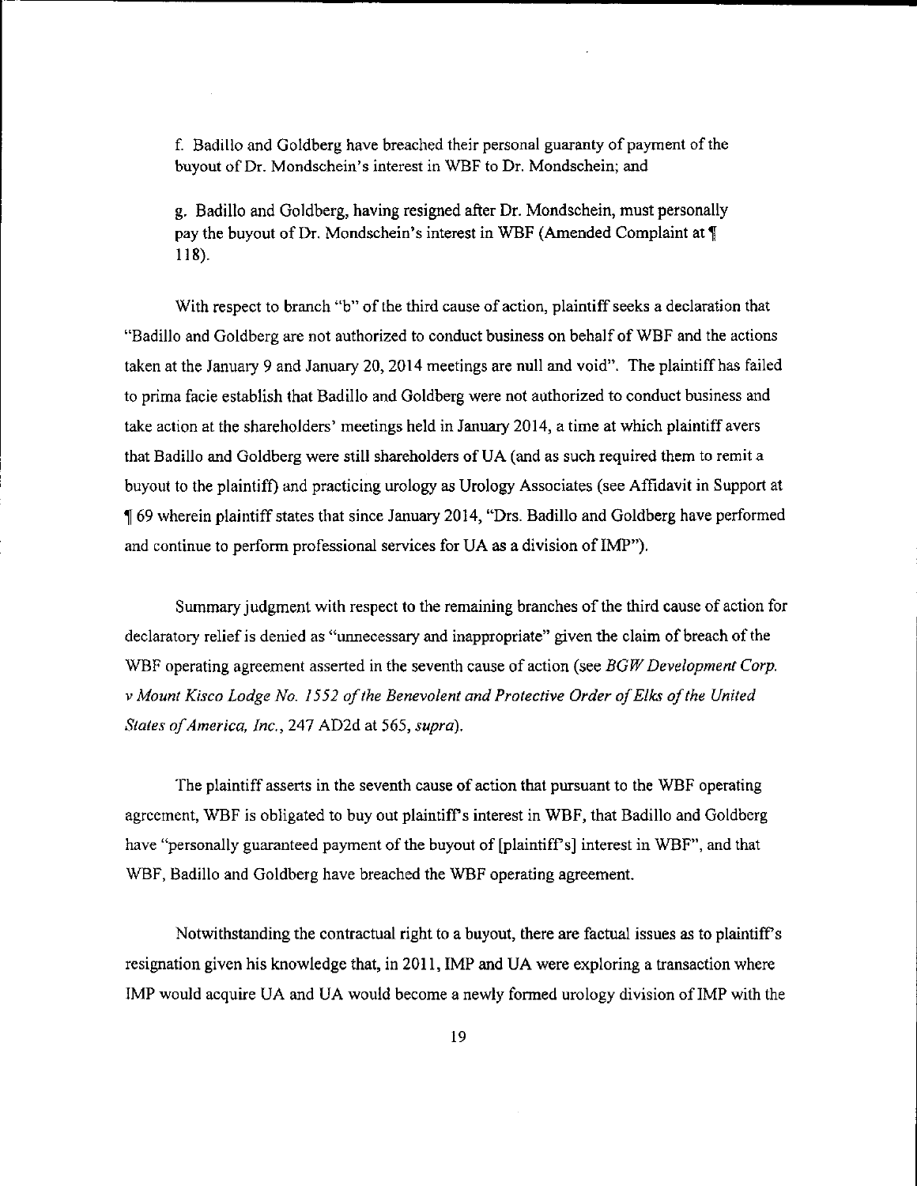f. Badillo and Goldberg have breached their personal guaranty of payment of the buyout of Dr. Mondschein's interest in WBF to Dr. Mondschein; and

g. Badillo and Goldberg, having resigned after Dr. Mondschein, must personally pay the buyout of Dr. Mondschein's interest in WBF (Amended Complaint at ¶ 118).

With respect to branch "b" of the third cause of action, plaintiff seeks a declaration that "Badillo and Goldberg are not authorized to conduct business on behalf of WBF and the actions taken at the January 9 and January 20, 2014 meetings are null and void". The plaintiff has failed to prima facie establish that Badillo and Goldberg were not authorized to conduct business and take action at the shareholders' meetings held in January 2014, a time at which plaintiff avers that Badillo and Goldberg were still shareholders of UA (and as such required them to remit a buyout to the plaintiff) and practicing urology as Urology Associates (see Affidavit in Support at ¶ 69 wherein plaintiff states that since January 2014, "Drs. Badillo and Goldberg have performed and continue to perform professional services for UA as a division of IMP").

Summary judgment with respect to the remaining branches of the third cause of action for declaratory relief is denied as "unnecessary and inappropriate" given the claim of breach of the WBF operating agreement asserted in the seventh cause of action (see *BGW Development Corp. v Mount Kisco Lodge No. 1552 of the Benevolent and Protective Order of Elks of the United States of America, Inc.*, 247 AD2d at 565, *supra*).

The plaintiff asserts in the seventh cause of action that pursuant to the WBF operating agreement, WBF is obligated to buy out plaintiff's interest in WBF, that Badillo and Goldberg have "personally guaranteed payment of the buyout of [plaintiff's] interest in WBF", and that WBF, Badillo and Goldberg have breached the WBF operating agreement.

Notwithstanding the contractual right to a buyout, there are factual issues as to plaintiff's resignation given his knowledge that, in 2011, IMP and UA were exploring a transaction where IMP would acquire UA and UA would become a newly formed urology division of IMP with the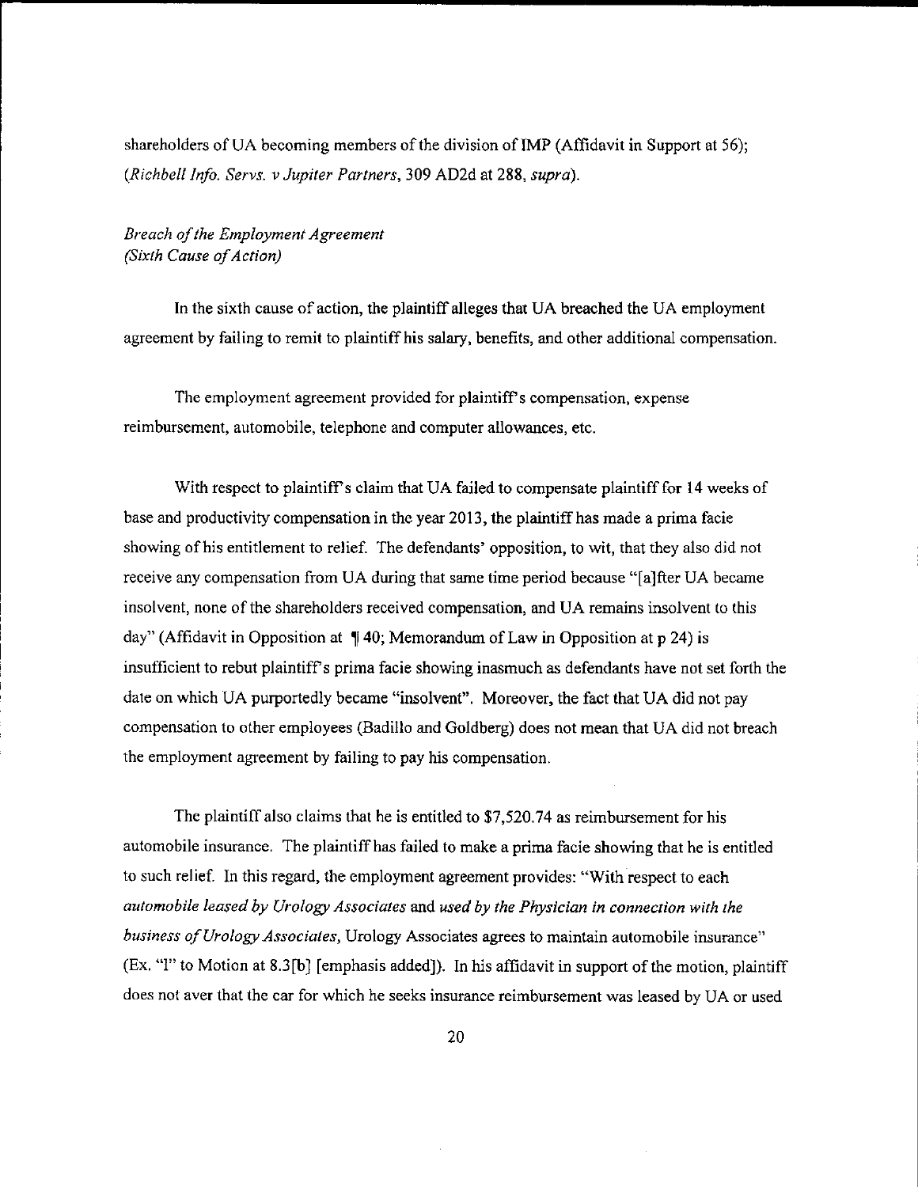shareholders of UA becoming members of the division of IMP (Affidavit in Support at 56); (*Richbell Info. Servs. v Jupiter Partners*, 309 AD2d at 288, *supra*).

*Breach of the Employment Agreement*
*(Sixth Cause of Action)*

In the sixth cause of action, the plaintiff alleges that UA breached the UA employment agreement by failing to remit to plaintiff his salary, benefits, and other additional compensation.

The employment agreement provided for plaintiff's compensation, expense reimbursement, automobile, telephone and computer allowances, etc.

With respect to plaintiff's claim that UA failed to compensate plaintiff for 14 weeks of base and productivity compensation in the year 2013, the plaintiff has made a prima facie showing of his entitlement to relief. The defendants' opposition, to wit, that they also did not receive any compensation from UA during that same time period because "[a]fter UA became insolvent, none of the shareholders received compensation, and UA remains insolvent to this day" (Affidavit in Opposition at ¶ 40; Memorandum of Law in Opposition at p 24) is insufficient to rebut plaintiff's prima facie showing inasmuch as defendants have not set forth the date on which UA purportedly became "insolvent". Moreover, the fact that UA did not pay compensation to other employees (Badillo and Goldberg) does not mean that UA did not breach the employment agreement by failing to pay his compensation.

The plaintiff also claims that he is entitled to $7,520.74 as reimbursement for his automobile insurance. The plaintiff has failed to make a prima facie showing that he is entitled to such relief. In this regard, the employment agreement provides: "With respect to each *automobile leased by Urology Associates* and *used by the Physician in connection with the business of Urology Associates*, Urology Associates agrees to maintain automobile insurance" (Ex. "1" to Motion at 8.3[b] [emphasis added]). In his affidavit in support of the motion, plaintiff does not aver that the car for which he seeks insurance reimbursement was leased by UA or used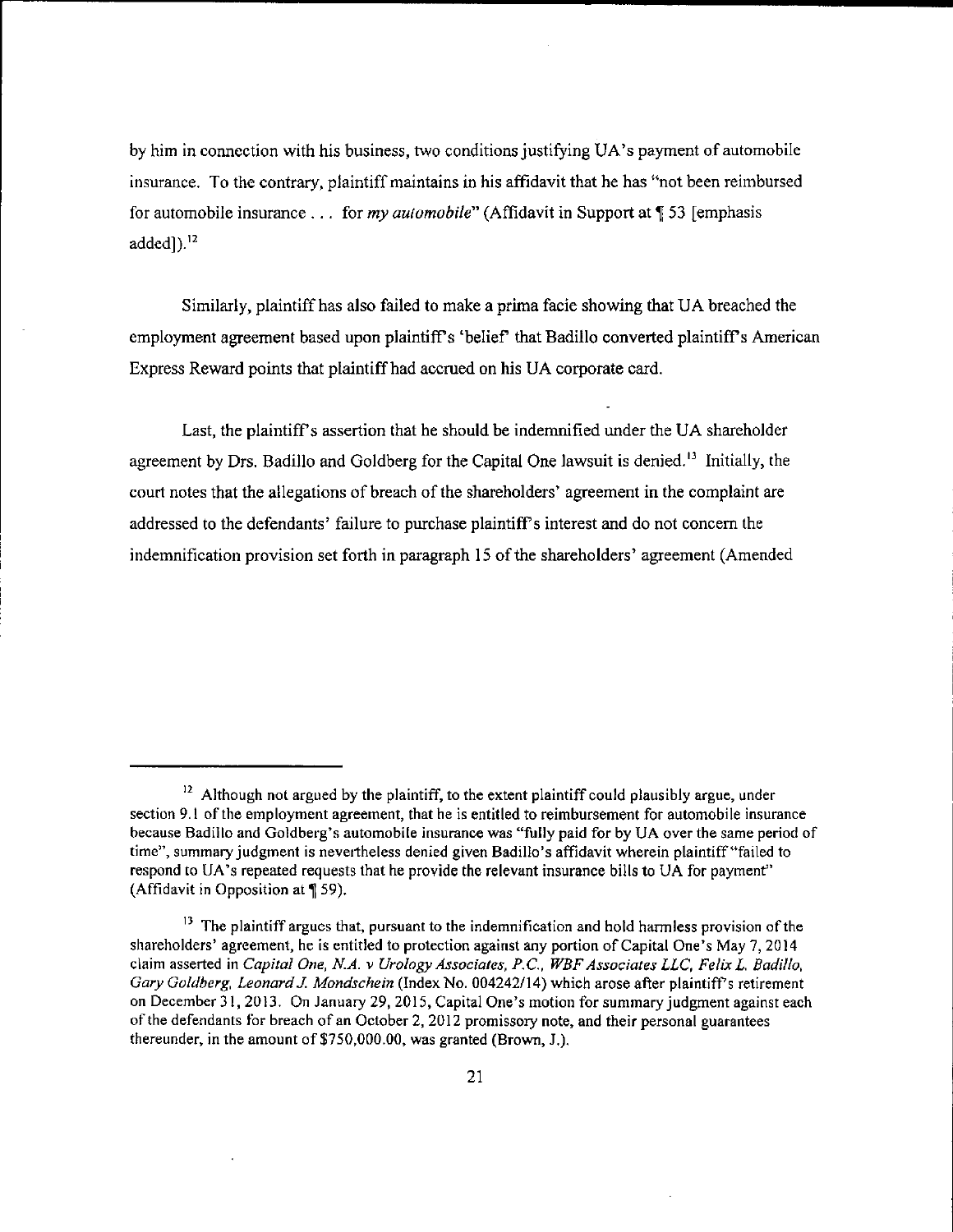by him in connection with his business, two conditions justifying UA's payment of automobile insurance. To the contrary, plaintiff maintains in his affidavit that he has "not been reimbursed for automobile insurance . . . for *my automobile*" (Affidavit in Support at ¶ 53 [emphasis added]).[12]

Similarly, plaintiff has also failed to make a prima facie showing that UA breached the employment agreement based upon plaintiff's 'belief' that Badillo converted plaintiff's American Express Reward points that plaintiff had accrued on his UA corporate card.

Last, the plaintiff's assertion that he should be indemnified under the UA shareholder agreement by Drs. Badillo and Goldberg for the Capital One lawsuit is denied.[13] Initially, the court notes that the allegations of breach of the shareholders' agreement in the complaint are addressed to the defendants' failure to purchase plaintiff's interest and do not concern the indemnification provision set forth in paragraph 15 of the shareholders' agreement (Amended

---

[12] Although not argued by the plaintiff, to the extent plaintiff could plausibly argue, under section 9.1 of the employment agreement, that he is entitled to reimbursement for automobile insurance because Badillo and Goldberg's automobile insurance was "fully paid for by UA over the same period of time", summary judgment is nevertheless denied given Badillo's affidavit wherein plaintiff "failed to respond to UA's repeated requests that he provide the relevant insurance bills to UA for payment" (Affidavit in Opposition at ¶ 59).

[13] The plaintiff argues that, pursuant to the indemnification and hold harmless provision of the shareholders' agreement, he is entitled to protection against any portion of Capital One's May 7, 2014 claim asserted in *Capital One, N.A. v Urology Associates, P.C., WBF Associates LLC, Felix L. Badillo, Gary Goldberg, Leonard J. Mondschein* (Index No. 004242/14) which arose after plaintiff's retirement on December 31, 2013. On January 29, 2015, Capital One's motion for summary judgment against each of the defendants for breach of an October 2, 2012 promissory note, and their personal guarantees thereunder, in the amount of $750,000.00, was granted (Brown, J.).